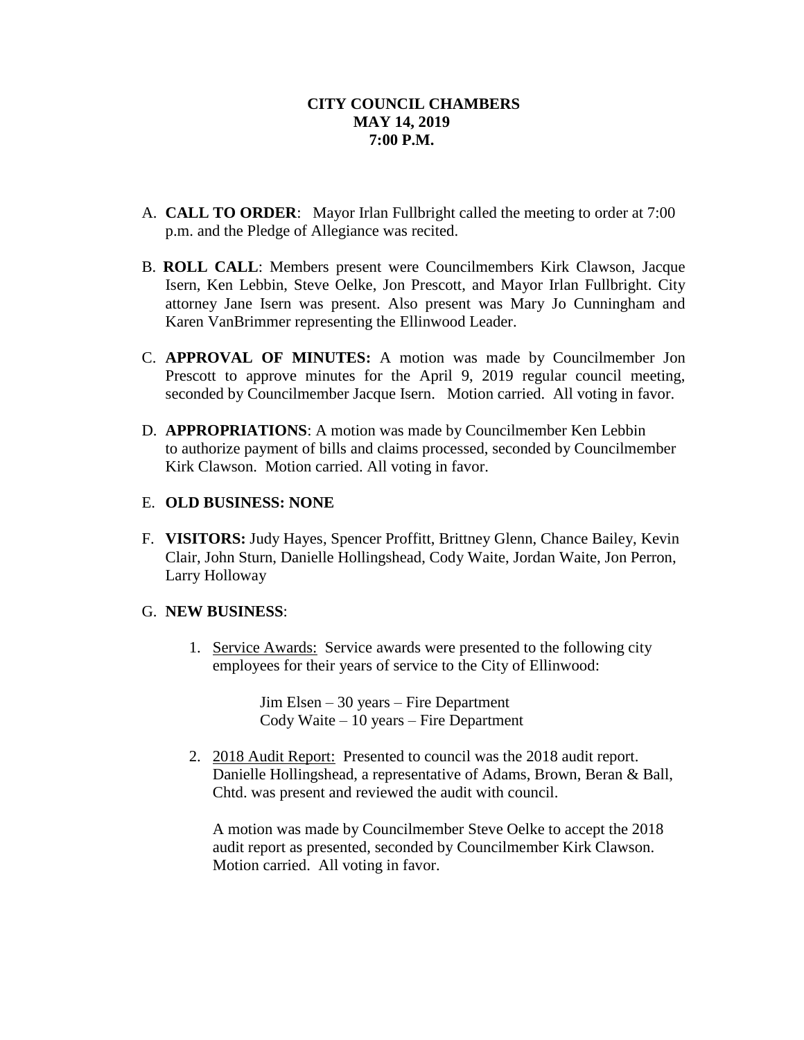**CITY COUNCIL CHAMBERS**
**MAY 14, 2019**
**7:00 P.M.**

A. **CALL TO ORDER**: Mayor Irlan Fullbright called the meeting to order at 7:00 p.m. and the Pledge of Allegiance was recited.

B. **ROLL CALL**: Members present were Councilmembers Kirk Clawson, Jacque Isern, Ken Lebbin, Steve Oelke, Jon Prescott, and Mayor Irlan Fullbright. City attorney Jane Isern was present. Also present was Mary Jo Cunningham and Karen VanBrimmer representing the Ellinwood Leader.

C. **APPROVAL OF MINUTES:** A motion was made by Councilmember Jon Prescott to approve minutes for the April 9, 2019 regular council meeting, seconded by Councilmember Jacque Isern. Motion carried. All voting in favor.

D. **APPROPRIATIONS**: A motion was made by Councilmember Ken Lebbin to authorize payment of bills and claims processed, seconded by Councilmember Kirk Clawson. Motion carried. All voting in favor.

E. **OLD BUSINESS: NONE**

F. **VISITORS:** Judy Hayes, Spencer Proffitt, Brittney Glenn, Chance Bailey, Kevin Clair, John Sturn, Danielle Hollingshead, Cody Waite, Jordan Waite, Jon Perron, Larry Holloway

G. **NEW BUSINESS**:

1. Service Awards: Service awards were presented to the following city employees for their years of service to the City of Ellinwood:

   Jim Elsen – 30 years – Fire Department
   Cody Waite – 10 years – Fire Department

2. 2018 Audit Report: Presented to council was the 2018 audit report. Danielle Hollingshead, a representative of Adams, Brown, Beran & Ball, Chtd. was present and reviewed the audit with council.

   A motion was made by Councilmember Steve Oelke to accept the 2018 audit report as presented, seconded by Councilmember Kirk Clawson. Motion carried. All voting in favor.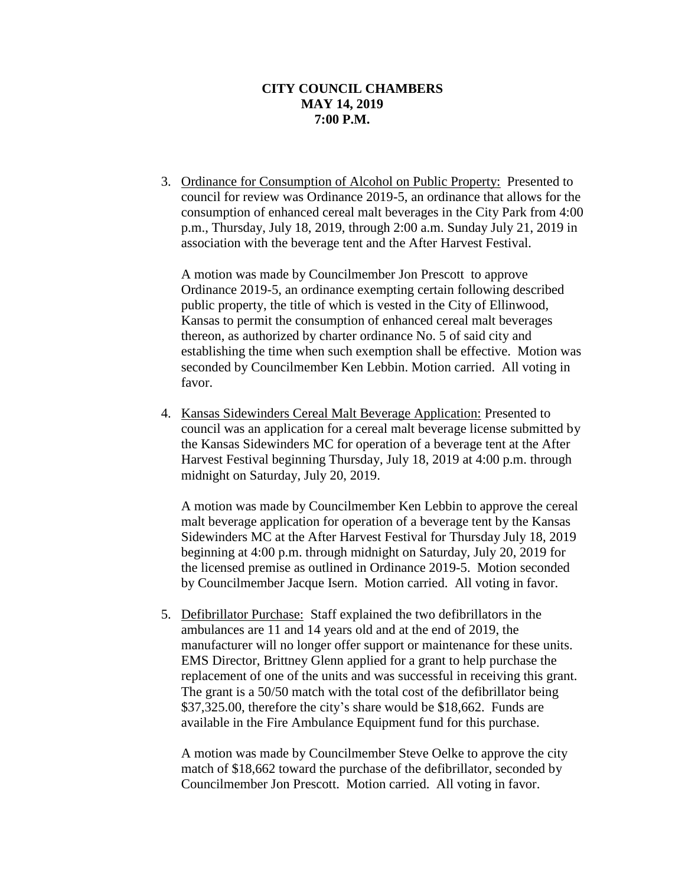**CITY COUNCIL CHAMBERS**
**MAY 14, 2019**
**7:00 P.M.**

3. Ordinance for Consumption of Alcohol on Public Property: Presented to council for review was Ordinance 2019-5, an ordinance that allows for the consumption of enhanced cereal malt beverages in the City Park from 4:00 p.m., Thursday, July 18, 2019, through 2:00 a.m. Sunday July 21, 2019 in association with the beverage tent and the After Harvest Festival.

   A motion was made by Councilmember Jon Prescott to approve Ordinance 2019-5, an ordinance exempting certain following described public property, the title of which is vested in the City of Ellinwood, Kansas to permit the consumption of enhanced cereal malt beverages thereon, as authorized by charter ordinance No. 5 of said city and establishing the time when such exemption shall be effective. Motion was seconded by Councilmember Ken Lebbin. Motion carried. All voting in favor.

4. Kansas Sidewinders Cereal Malt Beverage Application: Presented to council was an application for a cereal malt beverage license submitted by the Kansas Sidewinders MC for operation of a beverage tent at the After Harvest Festival beginning Thursday, July 18, 2019 at 4:00 p.m. through midnight on Saturday, July 20, 2019.

   A motion was made by Councilmember Ken Lebbin to approve the cereal malt beverage application for operation of a beverage tent by the Kansas Sidewinders MC at the After Harvest Festival for Thursday July 18, 2019 beginning at 4:00 p.m. through midnight on Saturday, July 20, 2019 for the licensed premise as outlined in Ordinance 2019-5. Motion seconded by Councilmember Jacque Isern. Motion carried. All voting in favor.

5. Defibrillator Purchase: Staff explained the two defibrillators in the ambulances are 11 and 14 years old and at the end of 2019, the manufacturer will no longer offer support or maintenance for these units. EMS Director, Brittney Glenn applied for a grant to help purchase the replacement of one of the units and was successful in receiving this grant. The grant is a 50/50 match with the total cost of the defibrillator being $37,325.00, therefore the city's share would be $18,662. Funds are available in the Fire Ambulance Equipment fund for this purchase.

   A motion was made by Councilmember Steve Oelke to approve the city match of $18,662 toward the purchase of the defibrillator, seconded by Councilmember Jon Prescott. Motion carried. All voting in favor.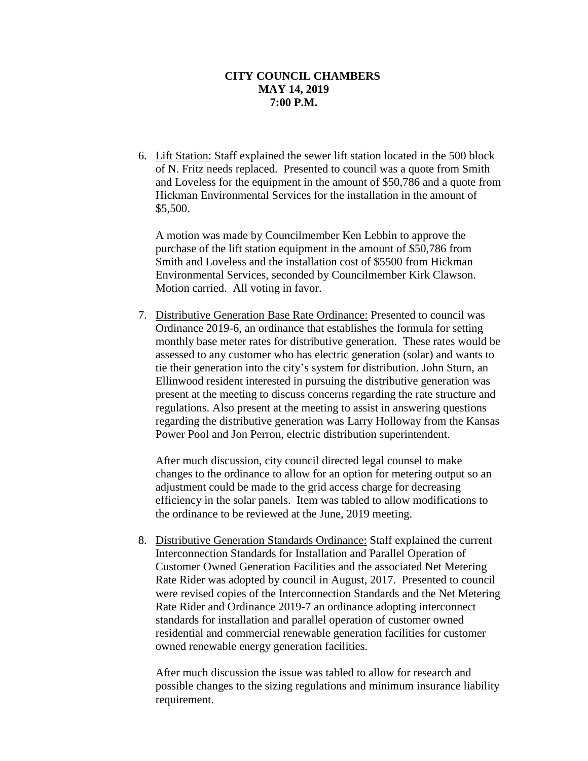**CITY COUNCIL CHAMBERS**
**MAY 14, 2019**
**7:00 P.M.**

6. Lift Station: Staff explained the sewer lift station located in the 500 block of N. Fritz needs replaced. Presented to council was a quote from Smith and Loveless for the equipment in the amount of $50,786 and a quote from Hickman Environmental Services for the installation in the amount of $5,500.

   A motion was made by Councilmember Ken Lebbin to approve the purchase of the lift station equipment in the amount of $50,786 from Smith and Loveless and the installation cost of $5500 from Hickman Environmental Services, seconded by Councilmember Kirk Clawson. Motion carried. All voting in favor.

7. Distributive Generation Base Rate Ordinance: Presented to council was Ordinance 2019-6, an ordinance that establishes the formula for setting monthly base meter rates for distributive generation. These rates would be assessed to any customer who has electric generation (solar) and wants to tie their generation into the city's system for distribution. John Sturn, an Ellinwood resident interested in pursuing the distributive generation was present at the meeting to discuss concerns regarding the rate structure and regulations. Also present at the meeting to assist in answering questions regarding the distributive generation was Larry Holloway from the Kansas Power Pool and Jon Perron, electric distribution superintendent.

   After much discussion, city council directed legal counsel to make changes to the ordinance to allow for an option for metering output so an adjustment could be made to the grid access charge for decreasing efficiency in the solar panels. Item was tabled to allow modifications to the ordinance to be reviewed at the June, 2019 meeting.

8. Distributive Generation Standards Ordinance: Staff explained the current Interconnection Standards for Installation and Parallel Operation of Customer Owned Generation Facilities and the associated Net Metering Rate Rider was adopted by council in August, 2017. Presented to council were revised copies of the Interconnection Standards and the Net Metering Rate Rider and Ordinance 2019-7 an ordinance adopting interconnect standards for installation and parallel operation of customer owned residential and commercial renewable generation facilities for customer owned renewable energy generation facilities.

   After much discussion the issue was tabled to allow for research and possible changes to the sizing regulations and minimum insurance liability requirement.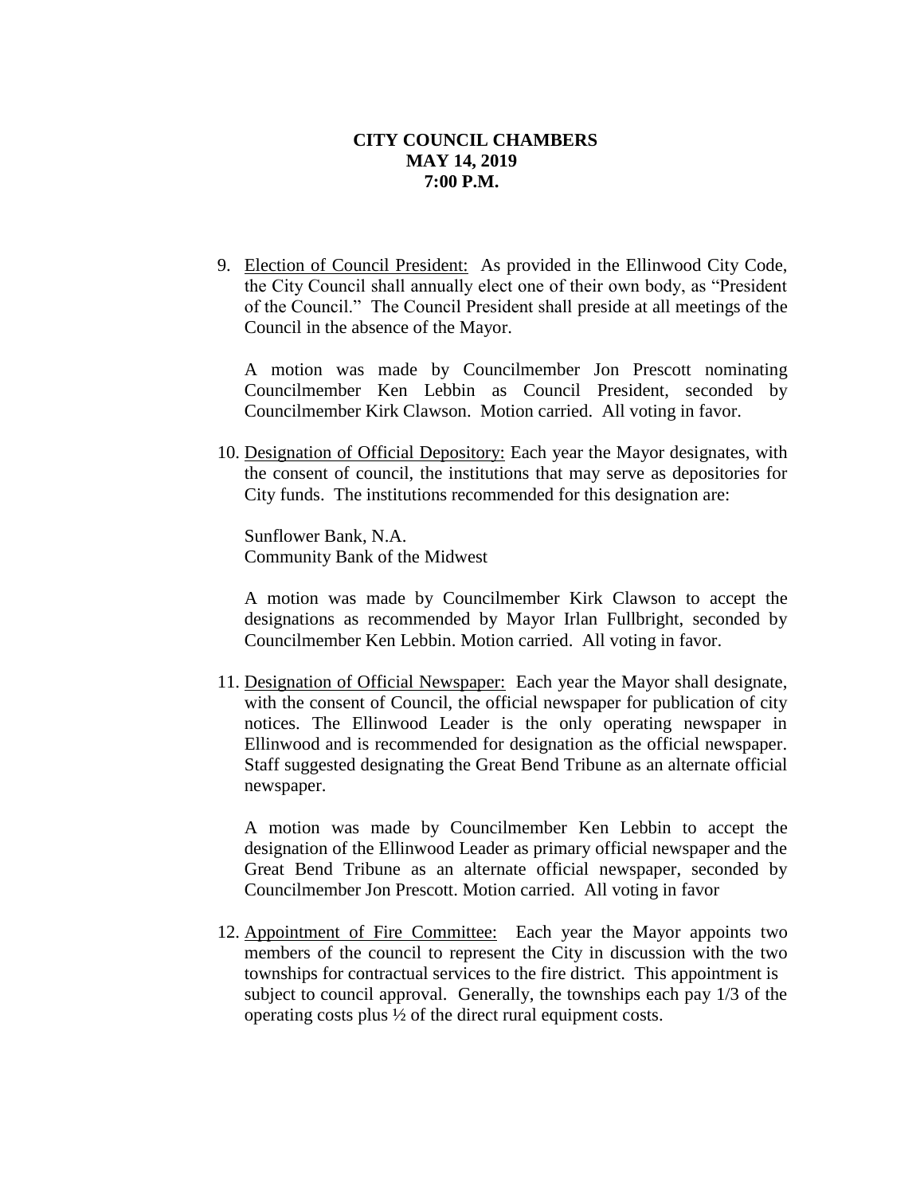**CITY COUNCIL CHAMBERS**
**MAY 14, 2019**
**7:00 P.M.**

9. Election of Council President: As provided in the Ellinwood City Code, the City Council shall annually elect one of their own body, as "President of the Council." The Council President shall preside at all meetings of the Council in the absence of the Mayor.

   A motion was made by Councilmember Jon Prescott nominating Councilmember Ken Lebbin as Council President, seconded by Councilmember Kirk Clawson. Motion carried. All voting in favor.

10. Designation of Official Depository: Each year the Mayor designates, with the consent of council, the institutions that may serve as depositories for City funds. The institutions recommended for this designation are:

    Sunflower Bank, N.A.
    Community Bank of the Midwest

    A motion was made by Councilmember Kirk Clawson to accept the designations as recommended by Mayor Irlan Fullbright, seconded by Councilmember Ken Lebbin. Motion carried. All voting in favor.

11. Designation of Official Newspaper: Each year the Mayor shall designate, with the consent of Council, the official newspaper for publication of city notices. The Ellinwood Leader is the only operating newspaper in Ellinwood and is recommended for designation as the official newspaper. Staff suggested designating the Great Bend Tribune as an alternate official newspaper.

    A motion was made by Councilmember Ken Lebbin to accept the designation of the Ellinwood Leader as primary official newspaper and the Great Bend Tribune as an alternate official newspaper, seconded by Councilmember Jon Prescott. Motion carried. All voting in favor

12. Appointment of Fire Committee: Each year the Mayor appoints two members of the council to represent the City in discussion with the two townships for contractual services to the fire district. This appointment is subject to council approval. Generally, the townships each pay 1/3 of the operating costs plus ½ of the direct rural equipment costs.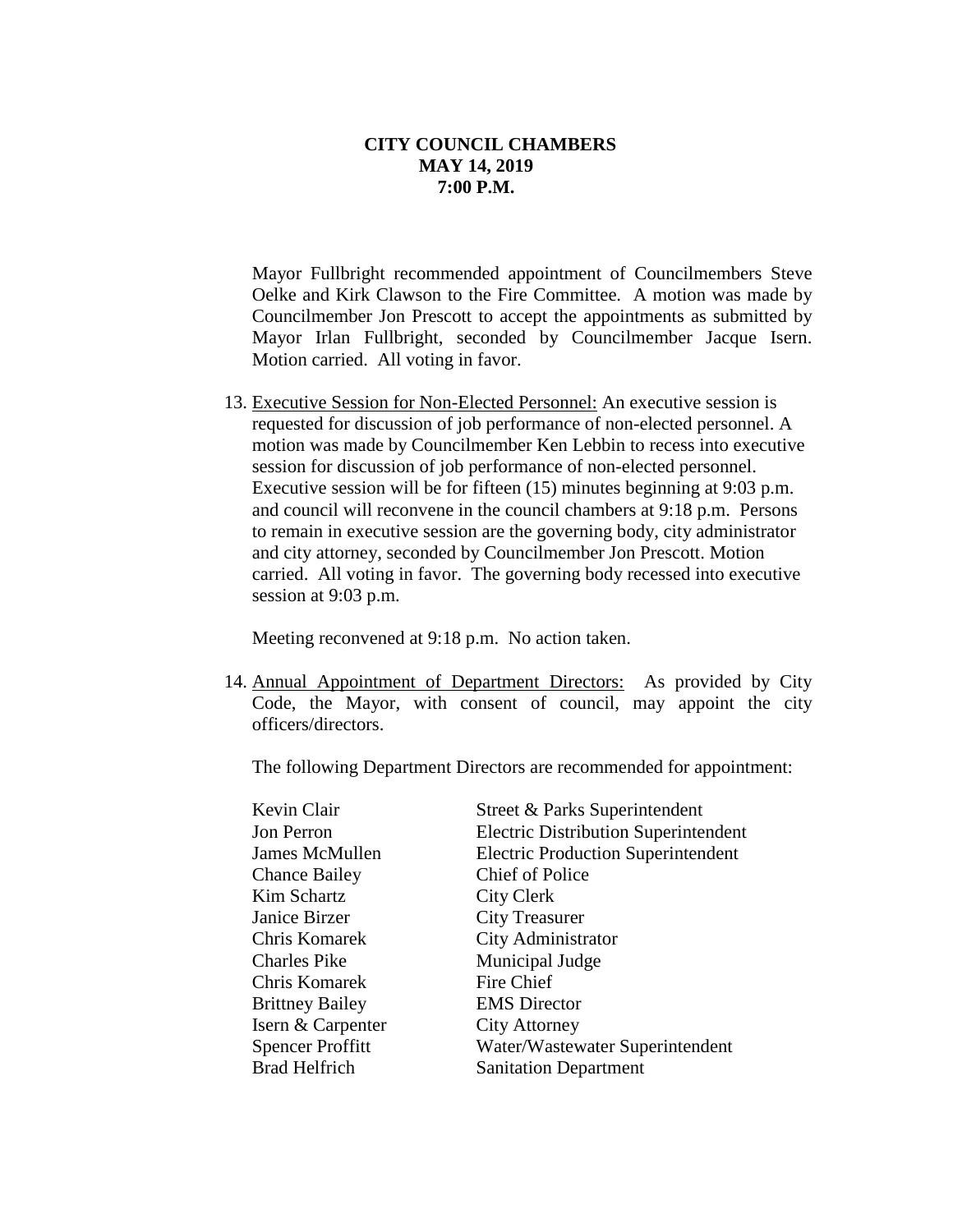**CITY COUNCIL CHAMBERS**
**MAY 14, 2019**
**7:00 P.M.**

Mayor Fullbright recommended appointment of Councilmembers Steve Oelke and Kirk Clawson to the Fire Committee. A motion was made by Councilmember Jon Prescott to accept the appointments as submitted by Mayor Irlan Fullbright, seconded by Councilmember Jacque Isern. Motion carried. All voting in favor.

13. Executive Session for Non-Elected Personnel: An executive session is requested for discussion of job performance of non-elected personnel. A motion was made by Councilmember Ken Lebbin to recess into executive session for discussion of job performance of non-elected personnel. Executive session will be for fifteen (15) minutes beginning at 9:03 p.m. and council will reconvene in the council chambers at 9:18 p.m. Persons to remain in executive session are the governing body, city administrator and city attorney, seconded by Councilmember Jon Prescott. Motion carried. All voting in favor. The governing body recessed into executive session at 9:03 p.m.

    Meeting reconvened at 9:18 p.m. No action taken.

14. Annual Appointment of Department Directors: As provided by City Code, the Mayor, with consent of council, may appoint the city officers/directors.

    The following Department Directors are recommended for appointment:

| | |
|---|---|
| Kevin Clair | Street & Parks Superintendent |
| Jon Perron | Electric Distribution Superintendent |
| James McMullen | Electric Production Superintendent |
| Chance Bailey | Chief of Police |
| Kim Schartz | City Clerk |
| Janice Birzer | City Treasurer |
| Chris Komarek | City Administrator |
| Charles Pike | Municipal Judge |
| Chris Komarek | Fire Chief |
| Brittney Bailey | EMS Director |
| Isern & Carpenter | City Attorney |
| Spencer Proffitt | Water/Wastewater Superintendent |
| Brad Helfrich | Sanitation Department |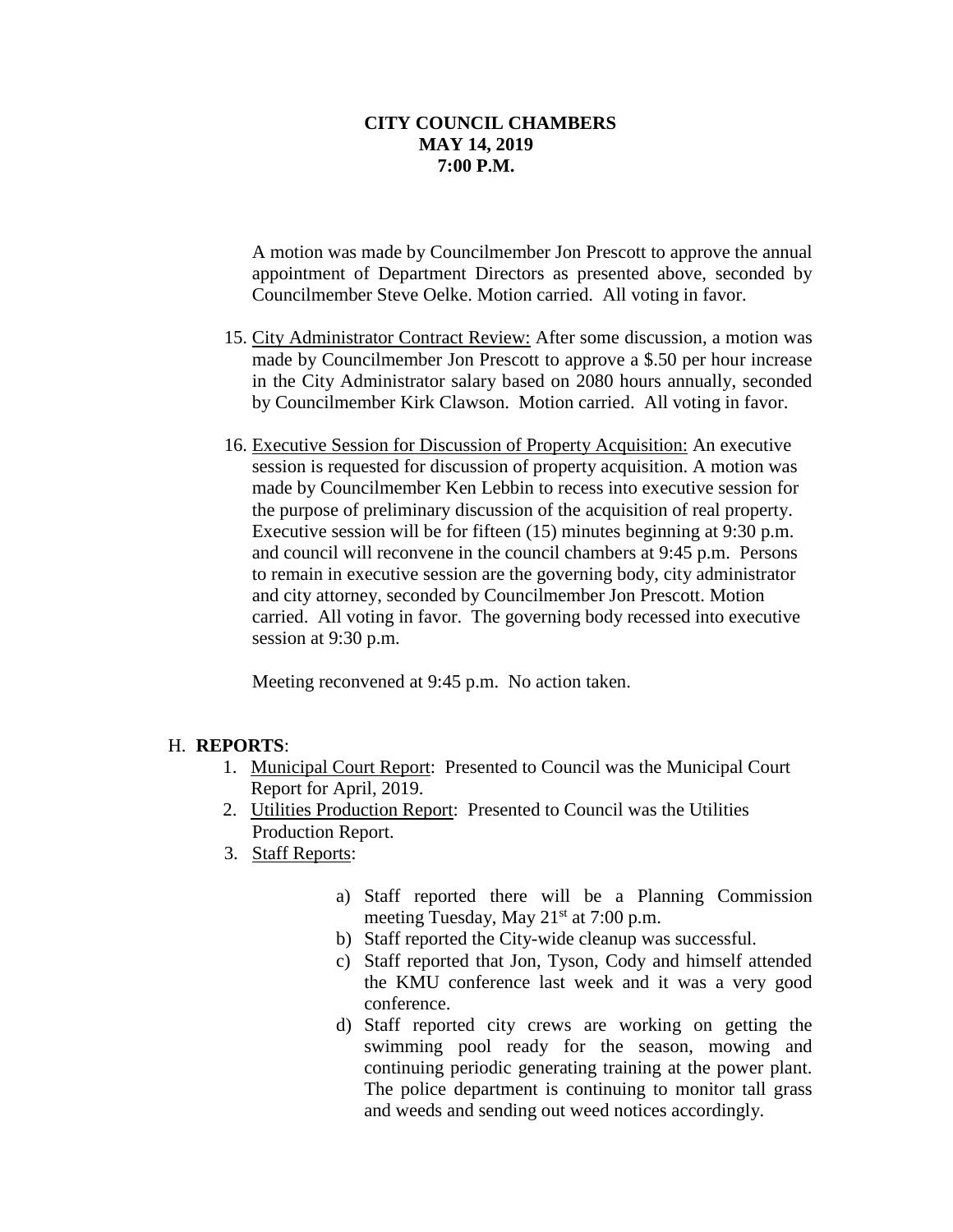**CITY COUNCIL CHAMBERS**
**MAY 14, 2019**
**7:00 P.M.**

A motion was made by Councilmember Jon Prescott to approve the annual appointment of Department Directors as presented above, seconded by Councilmember Steve Oelke. Motion carried. All voting in favor.

15. City Administrator Contract Review: After some discussion, a motion was made by Councilmember Jon Prescott to approve a $.50 per hour increase in the City Administrator salary based on 2080 hours annually, seconded by Councilmember Kirk Clawson. Motion carried. All voting in favor.

16. Executive Session for Discussion of Property Acquisition: An executive session is requested for discussion of property acquisition. A motion was made by Councilmember Ken Lebbin to recess into executive session for the purpose of preliminary discussion of the acquisition of real property. Executive session will be for fifteen (15) minutes beginning at 9:30 p.m. and council will reconvene in the council chambers at 9:45 p.m. Persons to remain in executive session are the governing body, city administrator and city attorney, seconded by Councilmember Jon Prescott. Motion carried. All voting in favor. The governing body recessed into executive session at 9:30 p.m.

    Meeting reconvened at 9:45 p.m. No action taken.

H. **REPORTS**:

1. Municipal Court Report: Presented to Council was the Municipal Court Report for April, 2019.
2. Utilities Production Report: Presented to Council was the Utilities Production Report.
3. Staff Reports:

    a) Staff reported there will be a Planning Commission meeting Tuesday, May 21st at 7:00 p.m.
    b) Staff reported the City-wide cleanup was successful.
    c) Staff reported that Jon, Tyson, Cody and himself attended the KMU conference last week and it was a very good conference.
    d) Staff reported city crews are working on getting the swimming pool ready for the season, mowing and continuing periodic generating training at the power plant. The police department is continuing to monitor tall grass and weeds and sending out weed notices accordingly.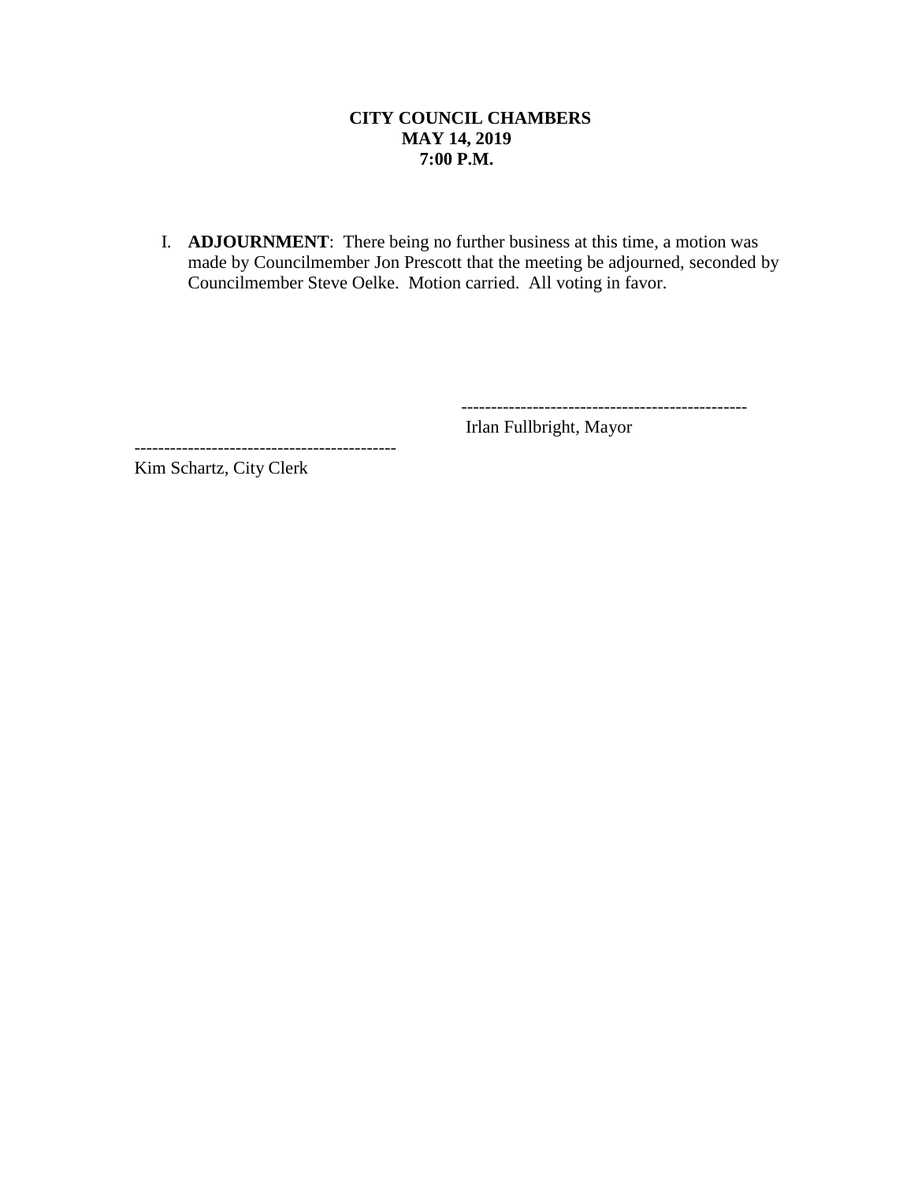**CITY COUNCIL CHAMBERS**
**MAY 14, 2019**
**7:00 P.M.**

I. **ADJOURNMENT**: There being no further business at this time, a motion was made by Councilmember Jon Prescott that the meeting be adjourned, seconded by Councilmember Steve Oelke. Motion carried. All voting in favor.

------------------------------------------------
Irlan Fullbright, Mayor

--------------------------------------------
Kim Schartz, City Clerk